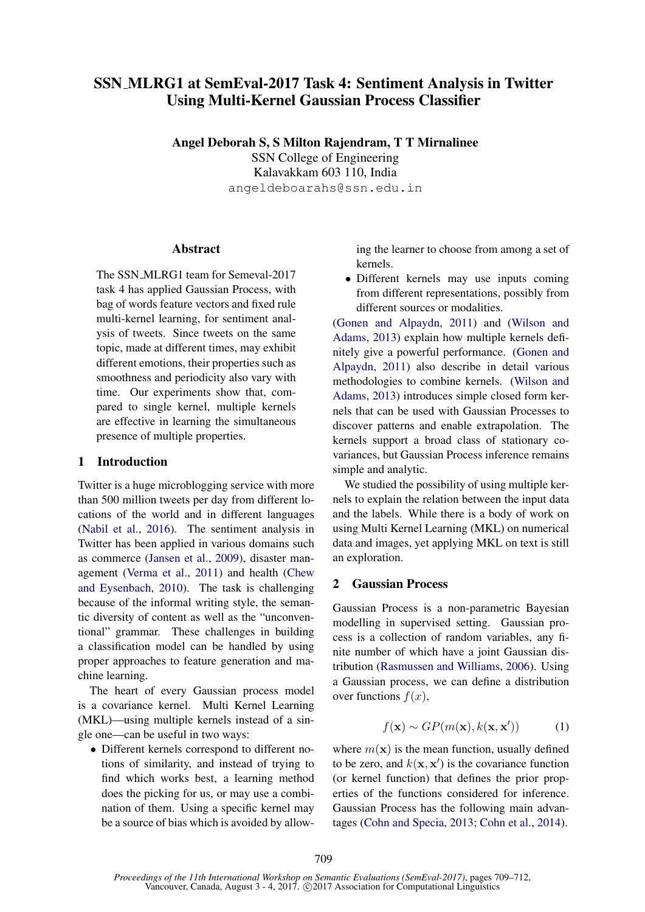# SSN_MLRG1 at SemEval-2017 Task 4: Sentiment Analysis in Twitter Using Multi-Kernel Gaussian Process Classifier

**Angel Deborah S, S Milton Rajendram, T T Mirnalinee**
SSN College of Engineering
Kalavakkam 603 110, India
angeldeboarahs@ssn.edu.in

## Abstract

The SSN_MLRG1 team for Semeval-2017 task 4 has applied Gaussian Process, with bag of words feature vectors and fixed rule multi-kernel learning, for sentiment analysis of tweets. Since tweets on the same topic, made at different times, may exhibit different emotions, their properties such as smoothness and periodicity also vary with time. Our experiments show that, compared to single kernel, multiple kernels are effective in learning the simultaneous presence of multiple properties.

## 1 Introduction

Twitter is a huge microblogging service with more than 500 million tweets per day from different locations of the world and in different languages (Nabil et al., 2016). The sentiment analysis in Twitter has been applied in various domains such as commerce (Jansen et al., 2009), disaster management (Verma et al., 2011) and health (Chew and Eysenbach, 2010). The task is challenging because of the informal writing style, the semantic diversity of content as well as the "unconventional" grammar. These challenges in building a classification model can be handled by using proper approaches to feature generation and machine learning.

The heart of every Gaussian process model is a covariance kernel. Multi Kernel Learning (MKL)—using multiple kernels instead of a single one—can be useful in two ways:

- Different kernels correspond to different notions of similarity, and instead of trying to find which works best, a learning method does the picking for us, or may use a combination of them. Using a specific kernel may be a source of bias which is avoided by allowing the learner to choose from among a set of kernels.
- Different kernels may use inputs coming from different representations, possibly from different sources or modalities.

(Gonen and Alpaydn, 2011) and (Wilson and Adams, 2013) explain how multiple kernels definitely give a powerful performance. (Gonen and Alpaydn, 2011) also describe in detail various methodologies to combine kernels. (Wilson and Adams, 2013) introduces simple closed form kernels that can be used with Gaussian Processes to discover patterns and enable extrapolation. The kernels support a broad class of stationary covariances, but Gaussian Process inference remains simple and analytic.

We studied the possibility of using multiple kernels to explain the relation between the input data and the labels. While there is a body of work on using Multi Kernel Learning (MKL) on numerical data and images, yet applying MKL on text is still an exploration.

## 2 Gaussian Process

Gaussian Process is a non-parametric Bayesian modelling in supervised setting. Gaussian process is a collection of random variables, any finite number of which have a joint Gaussian distribution (Rasmussen and Williams, 2006). Using a Gaussian process, we can define a distribution over functions $f(x)$,

$$f(\mathbf{x}) \sim GP(m(\mathbf{x}), k(\mathbf{x}, \mathbf{x}')) \tag{1}$$

where $m(\mathbf{x})$ is the mean function, usually defined to be zero, and $k(\mathbf{x}, \mathbf{x}')$ is the covariance function (or kernel function) that defines the prior properties of the functions considered for inference. Gaussian Process has the following main advantages (Cohn and Specia, 2013; Cohn et al., 2014).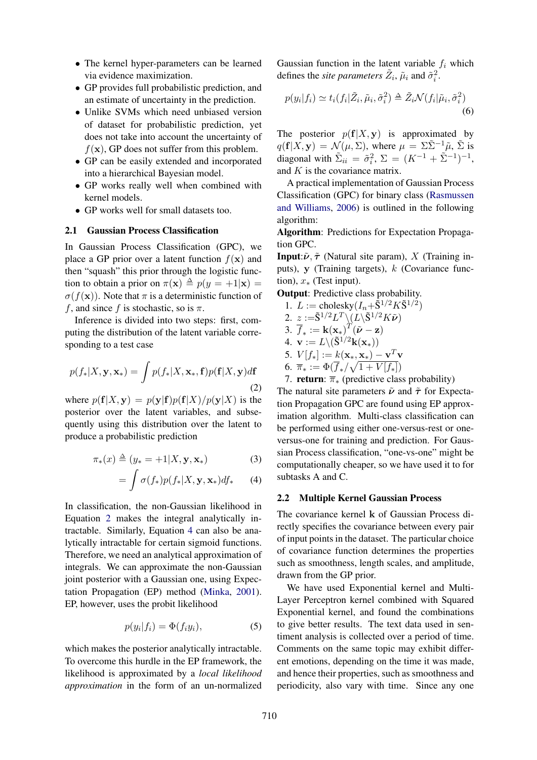- The kernel hyper-parameters can be learned via evidence maximization.
- GP provides full probabilistic prediction, and an estimate of uncertainty in the prediction.
- Unlike SVMs which need unbiased version of dataset for probabilistic prediction, yet does not take into account the uncertainty of $f(\mathbf{x})$, GP does not suffer from this problem.
- GP can be easily extended and incorporated into a hierarchical Bayesian model.
- GP works really well when combined with kernel models.
- GP works well for small datasets too.

### 2.1 Gaussian Process Classification

In Gaussian Process Classification (GPC), we place a GP prior over a latent function $f(\mathbf{x})$ and then "squash" this prior through the logistic function to obtain a prior on $\pi(\mathbf{x}) \triangleq p(y = +1|\mathbf{x}) = \sigma(f(\mathbf{x}))$. Note that $\pi$ is a deterministic function of $f$, and since $f$ is stochastic, so is $\pi$.

Inference is divided into two steps: first, computing the distribution of the latent variable corresponding to a test case

$$p(f_*|X, \mathbf{y}, \mathbf{x}_*) = \int p(f_*|X, \mathbf{x}_*, \mathbf{f})p(\mathbf{f}|X, \mathbf{y})d\mathbf{f} \tag{2}$$

where $p(\mathbf{f}|X, \mathbf{y}) = p(\mathbf{y}|\mathbf{f})p(\mathbf{f}|X)/p(\mathbf{y}|X)$ is the posterior over the latent variables, and subsequently using this distribution over the latent to produce a probabilistic prediction

$$\pi_*(x) \triangleq (y_* = +1|X, \mathbf{y}, \mathbf{x}_*) \tag{3}$$

$$= \int \sigma(f_*)p(f_*|X, \mathbf{y}, \mathbf{x}_*)df_* \tag{4}$$

In classification, the non-Gaussian likelihood in Equation 2 makes the integral analytically intractable. Similarly, Equation 4 can also be analytically intractable for certain sigmoid functions. Therefore, we need an analytical approximation of integrals. We can approximate the non-Gaussian joint posterior with a Gaussian one, using Expectation Propagation (EP) method (Minka, 2001). EP, however, uses the probit likelihood

$$p(y_i|f_i) = \Phi(f_i y_i), \tag{5}$$

which makes the posterior analytically intractable. To overcome this hurdle in the EP framework, the likelihood is approximated by a *local likelihood approximation* in the form of an un-normalized Gaussian function in the latent variable $f_i$ which defines the *site parameters* $\tilde{Z}_i$, $\tilde{\mu}_i$ and $\tilde{\sigma}_i^2$.

$$p(y_i|f_i) \simeq t_i(f_i|\tilde{Z}_i, \tilde{\mu}_i, \tilde{\sigma}_i^2) \triangleq \tilde{Z}_i \mathcal{N}(f_i|\tilde{\mu}_i, \tilde{\sigma}_i^2) \tag{6}$$

The posterior $p(\mathbf{f}|X, \mathbf{y})$ is approximated by $q(\mathbf{f}|X, \mathbf{y}) = \mathcal{N}(\mu, \Sigma)$, where $\mu = \Sigma\tilde{\Sigma}^{-1}\tilde{\mu}$, $\tilde{\Sigma}$ is diagonal with $\tilde{\Sigma}_{ii} = \tilde{\sigma}_i^2$, $\Sigma = (K^{-1} + \tilde{\Sigma}^{-1})^{-1}$, and $K$ is the covariance matrix.

A practical implementation of Gaussian Process Classification (GPC) for binary class (Rasmussen and Williams, 2006) is outlined in the following algorithm:

**Algorithm**: Predictions for Expectation Propagation GPC.

**Input**:$\tilde{\boldsymbol{\nu}}, \tilde{\boldsymbol{\tau}}$ (Natural site param), $X$ (Training inputs), $\mathbf{y}$ (Training targets), $k$ (Covariance function), $x_*$ (Test input).

**Output**: Predictive class probability.

1. $L :=$ cholesky$(I_n + \tilde{\mathbf{S}}^{1/2} K \tilde{\mathbf{S}}^{1/2})$
2. $z := \tilde{\mathbf{S}}^{1/2} L^T \backslash (L \backslash \tilde{\mathbf{S}}^{1/2} K \tilde{\boldsymbol{\nu}})$
3. $\overline{f}_* := \mathbf{k}(\mathbf{x}_*)^T (\tilde{\boldsymbol{\nu}} - \mathbf{z})$
4. $\mathbf{v} := L \backslash (\tilde{\mathbf{S}}^{1/2} \mathbf{k}(\mathbf{x}_*))$
5. $V[f_*] := k(\mathbf{x}_*, \mathbf{x}_*) - \mathbf{v}^T \mathbf{v}$
6. $\overline{\pi}_* := \Phi(\overline{f}_* / \sqrt{1 + V[f_*]})$
7. **return**: $\overline{\pi}_*$ (predictive class probability)

The natural site parameters $\tilde{\boldsymbol{\nu}}$ and $\tilde{\boldsymbol{\tau}}$ for Expectation Propagation GPC are found using EP approximation algorithm. Multi-class classification can be performed using either one-versus-rest or one-versus-one for training and prediction. For Gaussian Process classification, "one-vs-one" might be computationally cheaper, so we have used it to for subtasks A and C.

### 2.2 Multiple Kernel Gaussian Process

The covariance kernel $\mathbf{k}$ of Gaussian Process directly specifies the covariance between every pair of input points in the dataset. The particular choice of covariance function determines the properties such as smoothness, length scales, and amplitude, drawn from the GP prior.

We have used Exponential kernel and Multi-Layer Perceptron kernel combined with Squared Exponential kernel, and found the combinations to give better results. The text data used in sentiment analysis is collected over a period of time. Comments on the same topic may exhibit different emotions, depending on the time it was made, and hence their properties, such as smoothness and periodicity, also vary with time. Since any one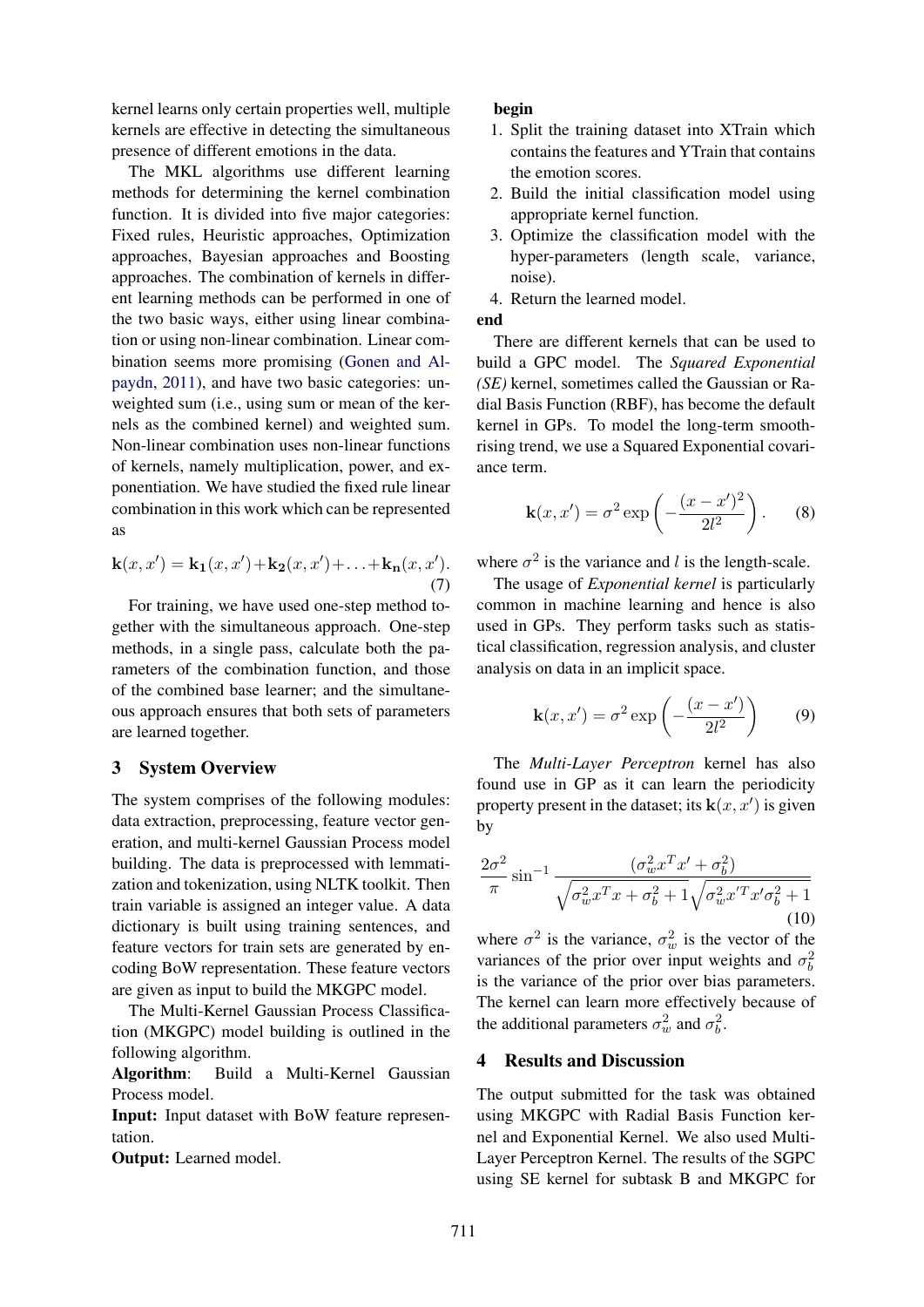kernel learns only certain properties well, multiple kernels are effective in detecting the simultaneous presence of different emotions in the data.

The MKL algorithms use different learning methods for determining the kernel combination function. It is divided into five major categories: Fixed rules, Heuristic approaches, Optimization approaches, Bayesian approaches and Boosting approaches. The combination of kernels in different learning methods can be performed in one of the two basic ways, either using linear combination or using non-linear combination. Linear combination seems more promising (Gonen and Alpaydn, 2011), and have two basic categories: unweighted sum (i.e., using sum or mean of the kernels as the combined kernel) and weighted sum. Non-linear combination uses non-linear functions of kernels, namely multiplication, power, and exponentiation. We have studied the fixed rule linear combination in this work which can be represented as

$$\mathbf{k}(x, x') = \mathbf{k_1}(x, x') + \mathbf{k_2}(x, x') + \ldots + \mathbf{k_n}(x, x'). \quad (7)$$

For training, we have used one-step method together with the simultaneous approach. One-step methods, in a single pass, calculate both the parameters of the combination function, and those of the combined base learner; and the simultaneous approach ensures that both sets of parameters are learned together.

## 3 System Overview

The system comprises of the following modules: data extraction, preprocessing, feature vector generation, and multi-kernel Gaussian Process model building. The data is preprocessed with lemmatization and tokenization, using NLTK toolkit. Then train variable is assigned an integer value. A data dictionary is built using training sentences, and feature vectors for train sets are generated by encoding BoW representation. These feature vectors are given as input to build the MKGPC model.

The Multi-Kernel Gaussian Process Classification (MKGPC) model building is outlined in the following algorithm.

**Algorithm**: Build a Multi-Kernel Gaussian Process model.

**Input:** Input dataset with BoW feature representation.

**Output:** Learned model.

**begin**

1. Split the training dataset into XTrain which contains the features and YTrain that contains the emotion scores.
2. Build the initial classification model using appropriate kernel function.
3. Optimize the classification model with the hyper-parameters (length scale, variance, noise).
4. Return the learned model.

**end**

There are different kernels that can be used to build a GPC model. The *Squared Exponential (SE)* kernel, sometimes called the Gaussian or Radial Basis Function (RBF), has become the default kernel in GPs. To model the long-term smooth-rising trend, we use a Squared Exponential covariance term.

$$\mathbf{k}(x, x') = \sigma^2 \exp\left(-\frac{(x - x')^2}{2l^2}\right). \quad (8)$$

where $\sigma^2$ is the variance and $l$ is the length-scale.

The usage of *Exponential kernel* is particularly common in machine learning and hence is also used in GPs. They perform tasks such as statistical classification, regression analysis, and cluster analysis on data in an implicit space.

$$\mathbf{k}(x, x') = \sigma^2 \exp\left(-\frac{(x - x')}{2l^2}\right) \quad (9)$$

The *Multi-Layer Perceptron* kernel has also found use in GP as it can learn the periodicity property present in the dataset; its $\mathbf{k}(x, x')$ is given by

$$\frac{2\sigma^2}{\pi} \sin^{-1} \frac{(\sigma_w^2 x^T x' + \sigma_b^2)}{\sqrt{\sigma_w^2 x^T x + \sigma_b^2 + 1}\sqrt{\sigma_w^2 x'^T x' \sigma_b^2 + 1}} \quad (10)$$

where $\sigma^2$ is the variance, $\sigma_w^2$ is the vector of the variances of the prior over input weights and $\sigma_b^2$ is the variance of the prior over bias parameters. The kernel can learn more effectively because of the additional parameters $\sigma_w^2$ and $\sigma_b^2$.

## 4 Results and Discussion

The output submitted for the task was obtained using MKGPC with Radial Basis Function kernel and Exponential Kernel. We also used Multi-Layer Perceptron Kernel. The results of the SGPC using SE kernel for subtask B and MKGPC for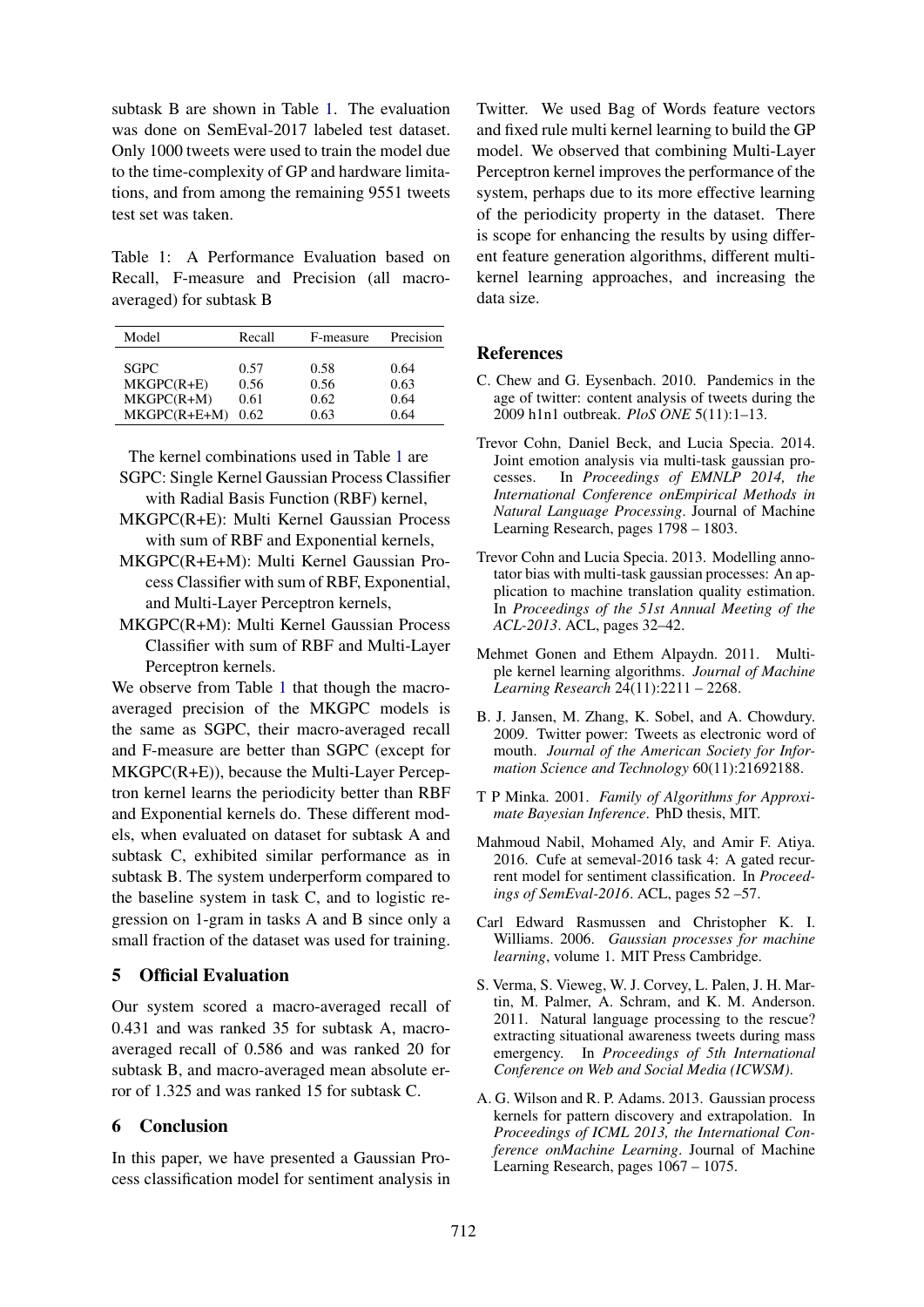subtask B are shown in Table 1. The evaluation was done on SemEval-2017 labeled test dataset. Only 1000 tweets were used to train the model due to the time-complexity of GP and hardware limitations, and from among the remaining 9551 tweets test set was taken.

Table 1: A Performance Evaluation based on Recall, F-measure and Precision (all macro-averaged) for subtask B

| Model | Recall | F-measure | Precision |
|---|---|---|---|
| SGPC | 0.57 | 0.58 | 0.64 |
| MKGPC(R+E) | 0.56 | 0.56 | 0.63 |
| MKGPC(R+M) | 0.61 | 0.62 | 0.64 |
| MKGPC(R+E+M) | 0.62 | 0.63 | 0.64 |

The kernel combinations used in Table 1 are

- SGPC: Single Kernel Gaussian Process Classifier with Radial Basis Function (RBF) kernel,
- MKGPC(R+E): Multi Kernel Gaussian Process with sum of RBF and Exponential kernels,
- MKGPC(R+E+M): Multi Kernel Gaussian Process Classifier with sum of RBF, Exponential, and Multi-Layer Perceptron kernels,
- MKGPC(R+M): Multi Kernel Gaussian Process Classifier with sum of RBF and Multi-Layer Perceptron kernels.

We observe from Table 1 that though the macro-averaged precision of the MKGPC models is the same as SGPC, their macro-averaged recall and F-measure are better than SGPC (except for MKGPC(R+E)), because the Multi-Layer Perceptron kernel learns the periodicity better than RBF and Exponential kernels do. These different models, when evaluated on dataset for subtask A and subtask C, exhibited similar performance as in subtask B. The system underperform compared to the baseline system in task C, and to logistic regression on 1-gram in tasks A and B since only a small fraction of the dataset was used for training.

## 5 Official Evaluation

Our system scored a macro-averaged recall of 0.431 and was ranked 35 for subtask A, macro-averaged recall of 0.586 and was ranked 20 for subtask B, and macro-averaged mean absolute error of 1.325 and was ranked 15 for subtask C.

## 6 Conclusion

In this paper, we have presented a Gaussian Process classification model for sentiment analysis in Twitter. We used Bag of Words feature vectors and fixed rule multi kernel learning to build the GP model. We observed that combining Multi-Layer Perceptron kernel improves the performance of the system, perhaps due to its more effective learning of the periodicity property in the dataset. There is scope for enhancing the results by using different feature generation algorithms, different multi-kernel learning approaches, and increasing the data size.

## References

C. Chew and G. Eysenbach. 2010. Pandemics in the age of twitter: content analysis of tweets during the 2009 h1n1 outbreak. *PloS ONE* 5(11):1–13.

Trevor Cohn, Daniel Beck, and Lucia Specia. 2014. Joint emotion analysis via multi-task gaussian processes. In *Proceedings of EMNLP 2014, the International Conference onEmpirical Methods in Natural Language Processing*. Journal of Machine Learning Research, pages 1798 – 1803.

Trevor Cohn and Lucia Specia. 2013. Modelling annotator bias with multi-task gaussian processes: An application to machine translation quality estimation. In *Proceedings of the 51st Annual Meeting of the ACL-2013*. ACL, pages 32–42.

Mehmet Gonen and Ethem Alpaydn. 2011. Multiple kernel learning algorithms. *Journal of Machine Learning Research* 24(11):2211 – 2268.

B. J. Jansen, M. Zhang, K. Sobel, and A. Chowdury. 2009. Twitter power: Tweets as electronic word of mouth. *Journal of the American Society for Information Science and Technology* 60(11):21692188.

T P Minka. 2001. *Family of Algorithms for Approximate Bayesian Inference*. PhD thesis, MIT.

Mahmoud Nabil, Mohamed Aly, and Amir F. Atiya. 2016. Cufe at semeval-2016 task 4: A gated recurrent model for sentiment classification. In *Proceedings of SemEval-2016*. ACL, pages 52 –57.

Carl Edward Rasmussen and Christopher K. I. Williams. 2006. *Gaussian processes for machine learning*, volume 1. MIT Press Cambridge.

S. Verma, S. Vieweg, W. J. Corvey, L. Palen, J. H. Martin, M. Palmer, A. Schram, and K. M. Anderson. 2011. Natural language processing to the rescue? extracting situational awareness tweets during mass emergency. In *Proceedings of 5th International Conference on Web and Social Media (ICWSM).*

A. G. Wilson and R. P. Adams. 2013. Gaussian process kernels for pattern discovery and extrapolation. In *Proceedings of ICML 2013, the International Conference onMachine Learning*. Journal of Machine Learning Research, pages 1067 – 1075.